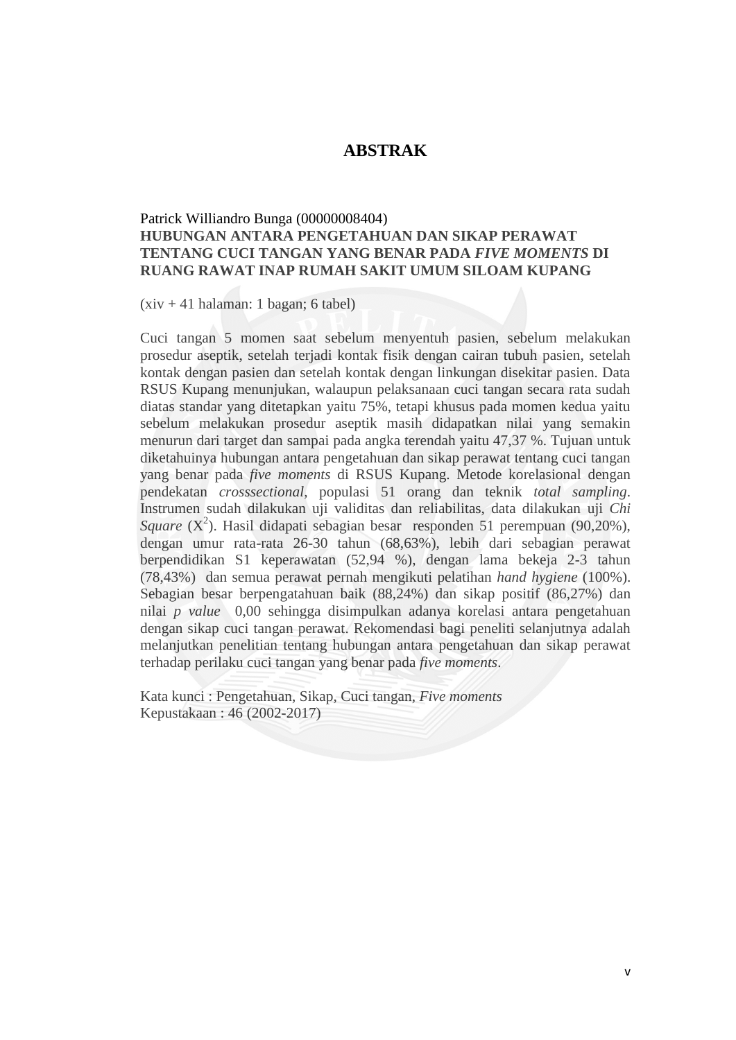# ABSTRAK

Patrick Williandro Bunga (00000008404)
**HUBUNGAN ANTARA PENGETAHUAN DAN SIKAP PERAWAT TENTANG CUCI TANGAN YANG BENAR PADA *FIVE MOMENTS* DI RUANG RAWAT INAP RUMAH SAKIT UMUM SILOAM KUPANG**

(xiv + 41 halaman: 1 bagan; 6 tabel)

Cuci tangan 5 momen saat sebelum menyentuh pasien, sebelum melakukan prosedur aseptik, setelah terjadi kontak fisik dengan cairan tubuh pasien, setelah kontak dengan pasien dan setelah kontak dengan linkungan disekitar pasien. Data RSUS Kupang menunjukan, walaupun pelaksanaan cuci tangan secara rata sudah diatas standar yang ditetapkan yaitu 75%, tetapi khusus pada momen kedua yaitu sebelum melakukan prosedur aseptik masih didapatkan nilai yang semakin menurun dari target dan sampai pada angka terendah yaitu 47,37 %. Tujuan untuk diketahuinya hubungan antara pengetahuan dan sikap perawat tentang cuci tangan yang benar pada *five moments* di RSUS Kupang. Metode korelasional dengan pendekatan *crosssectional*, populasi 51 orang dan teknik *total sampling*. Instrumen sudah dilakukan uji validitas dan reliabilitas, data dilakukan uji *Chi Square* ($X^2$). Hasil didapati sebagian besar responden 51 perempuan (90,20%), dengan umur rata-rata 26-30 tahun (68,63%), lebih dari sebagian perawat berpendidikan S1 keperawatan (52,94 %), dengan lama bekeja 2-3 tahun (78,43%) dan semua perawat pernah mengikuti pelatihan *hand hygiene* (100%). Sebagian besar berpengatahuan baik (88,24%) dan sikap positif (86,27%) dan nilai *p value* 0,00 sehingga disimpulkan adanya korelasi antara pengetahuan dengan sikap cuci tangan perawat. Rekomendasi bagi peneliti selanjutnya adalah melanjutkan penelitian tentang hubungan antara pengetahuan dan sikap perawat terhadap perilaku cuci tangan yang benar pada *five moments*.

Kata kunci : Pengetahuan, Sikap, Cuci tangan, *Five moments*
Kepustakaan : 46 (2002-2017)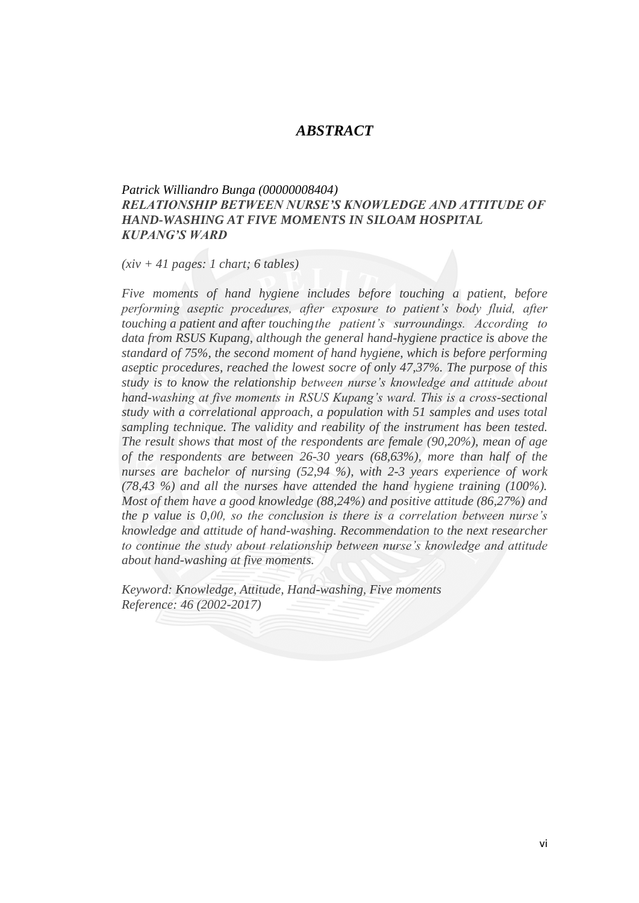# *ABSTRACT*

*Patrick Williandro Bunga (00000008404)*
***RELATIONSHIP BETWEEN NURSE'S KNOWLEDGE AND ATTITUDE OF HAND-WASHING AT FIVE MOMENTS IN SILOAM HOSPITAL KUPANG'S WARD***

*(xiv + 41 pages: 1 chart; 6 tables)*

*Five moments of hand hygiene includes before touching a patient, before performing aseptic procedures, after exposure to patient's body fluid, after touching a patient and after touching the patient's surroundings. According to data from RSUS Kupang, although the general hand-hygiene practice is above the standard of 75%, the second moment of hand hygiene, which is before performing aseptic procedures, reached the lowest socre of only 47,37%. The purpose of this study is to know the relationship between nurse's knowledge and attitude about hand-washing at five moments in RSUS Kupang's ward. This is a cross-sectional study with a correlational approach, a population with 51 samples and uses total sampling technique. The validity and reability of the instrument has been tested. The result shows that most of the respondents are female (90,20%), mean of age of the respondents are between 26-30 years (68,63%), more than half of the nurses are bachelor of nursing (52,94 %), with 2-3 years experience of work (78,43 %) and all the nurses have attended the hand hygiene training (100%). Most of them have a good knowledge (88,24%) and positive attitude (86,27%) and the p value is 0,00, so the conclusion is there is a correlation between nurse's knowledge and attitude of hand-washing. Recommendation to the next researcher to continue the study about relationship between nurse's knowledge and attitude about hand-washing at five moments.*

*Keyword: Knowledge, Attitude, Hand-washing, Five moments*
*Reference: 46 (2002-2017)*